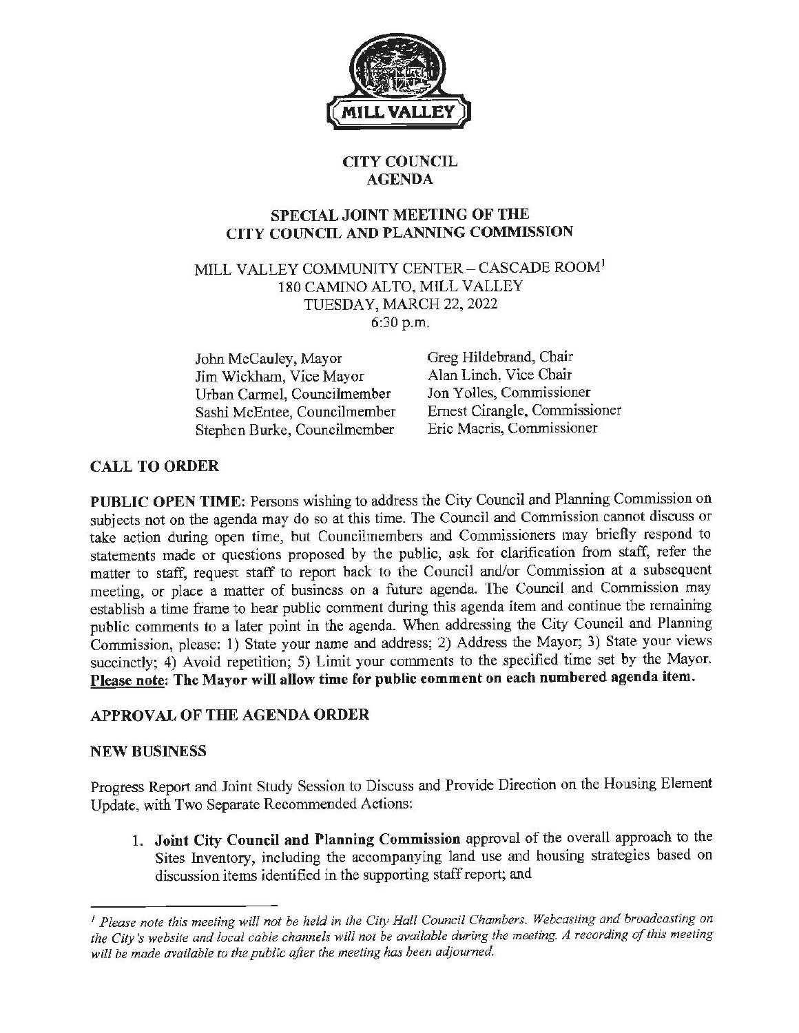# CITY COUNCIL AGENDA

## SPECIAL JOINT MEETING OF THE CITY COUNCIL AND PLANNING COMMISSION

MILL VALLEY COMMUNITY CENTER – CASCADE ROOM[1]
180 CAMINO ALTO, MILL VALLEY
TUESDAY, MARCH 22, 2022
6:30 p.m.

| | |
|---|---|
| John McCauley, Mayor | Greg Hildebrand, Chair |
| Jim Wickham, Vice Mayor | Alan Linch, Vice Chair |
| Urban Carmel, Councilmember | Jon Yolles, Commissioner |
| Sashi McEntee, Councilmember | Ernest Cirangle, Commissioner |
| Stephen Burke, Councilmember | Eric Macris, Commissioner |

## CALL TO ORDER

**PUBLIC OPEN TIME:** Persons wishing to address the City Council and Planning Commission on subjects not on the agenda may do so at this time. The Council and Commission cannot discuss or take action during open time, but Councilmembers and Commissioners may briefly respond to statements made or questions proposed by the public, ask for clarification from staff, refer the matter to staff, request staff to report back to the Council and/or Commission at a subsequent meeting, or place a matter of business on a future agenda. The Council and Commission may establish a time frame to hear public comment during this agenda item and continue the remaining public comments to a later point in the agenda. When addressing the City Council and Planning Commission, please: 1) State your name and address; 2) Address the Mayor; 3) State your views succinctly; 4) Avoid repetition; 5) Limit your comments to the specified time set by the Mayor. **Please note: The Mayor will allow time for public comment on each numbered agenda item.**

## APPROVAL OF THE AGENDA ORDER

## NEW BUSINESS

Progress Report and Joint Study Session to Discuss and Provide Direction on the Housing Element Update, with Two Separate Recommended Actions:

1. **Joint City Council and Planning Commission** approval of the overall approach to the Sites Inventory, including the accompanying land use and housing strategies based on discussion items identified in the supporting staff report; and

---

[1] *Please note this meeting will not be held in the City Hall Council Chambers. Webcasting and broadcasting on the City's website and local cable channels will not be available during the meeting. A recording of this meeting will be made available to the public after the meeting has been adjourned.*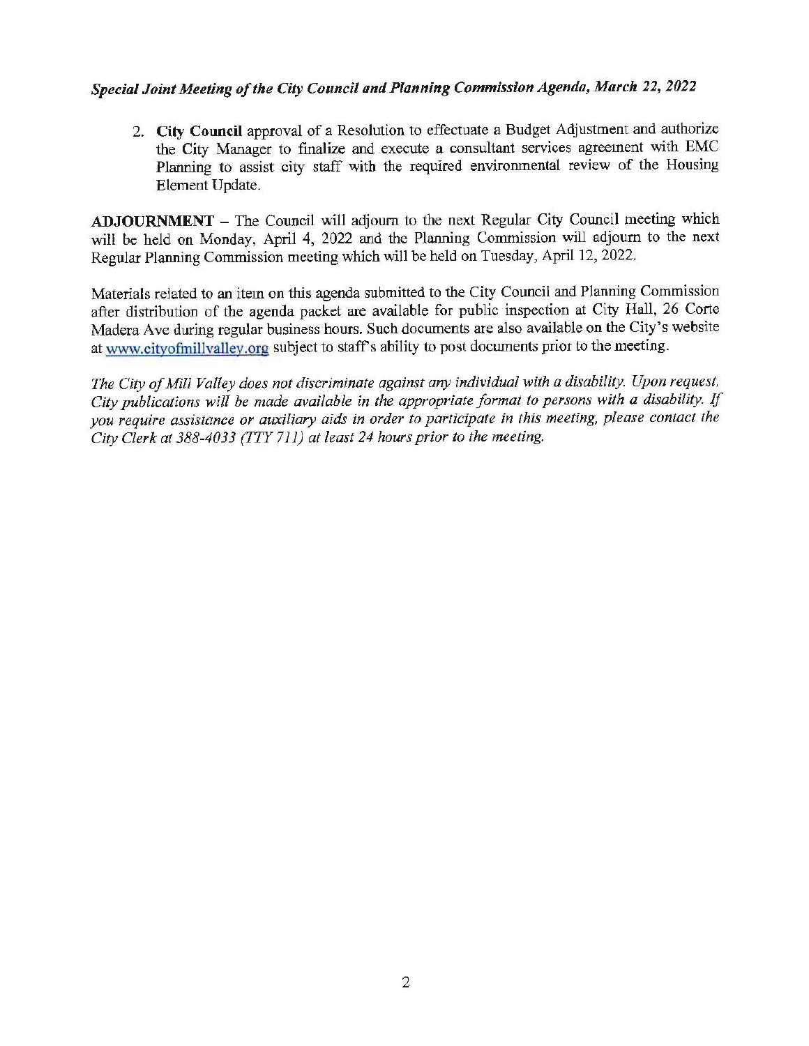2. **City Council** approval of a Resolution to effectuate a Budget Adjustment and authorize the City Manager to finalize and execute a consultant services agreement with EMC Planning to assist city staff with the required environmental review of the Housing Element Update.

**ADJOURNMENT** – The Council will adjourn to the next Regular City Council meeting which will be held on Monday, April 4, 2022 and the Planning Commission will adjourn to the next Regular Planning Commission meeting which will be held on Tuesday, April 12, 2022.

Materials related to an item on this agenda submitted to the City Council and Planning Commission after distribution of the agenda packet are available for public inspection at City Hall, 26 Corte Madera Ave during regular business hours. Such documents are also available on the City's website at www.cityofmillvalley.org subject to staff's ability to post documents prior to the meeting.

*The City of Mill Valley does not discriminate against any individual with a disability. Upon request, City publications will be made available in the appropriate format to persons with a disability. If you require assistance or auxiliary aids in order to participate in this meeting, please contact the City Clerk at 388-4033 (TTY 711) at least 24 hours prior to the meeting.*